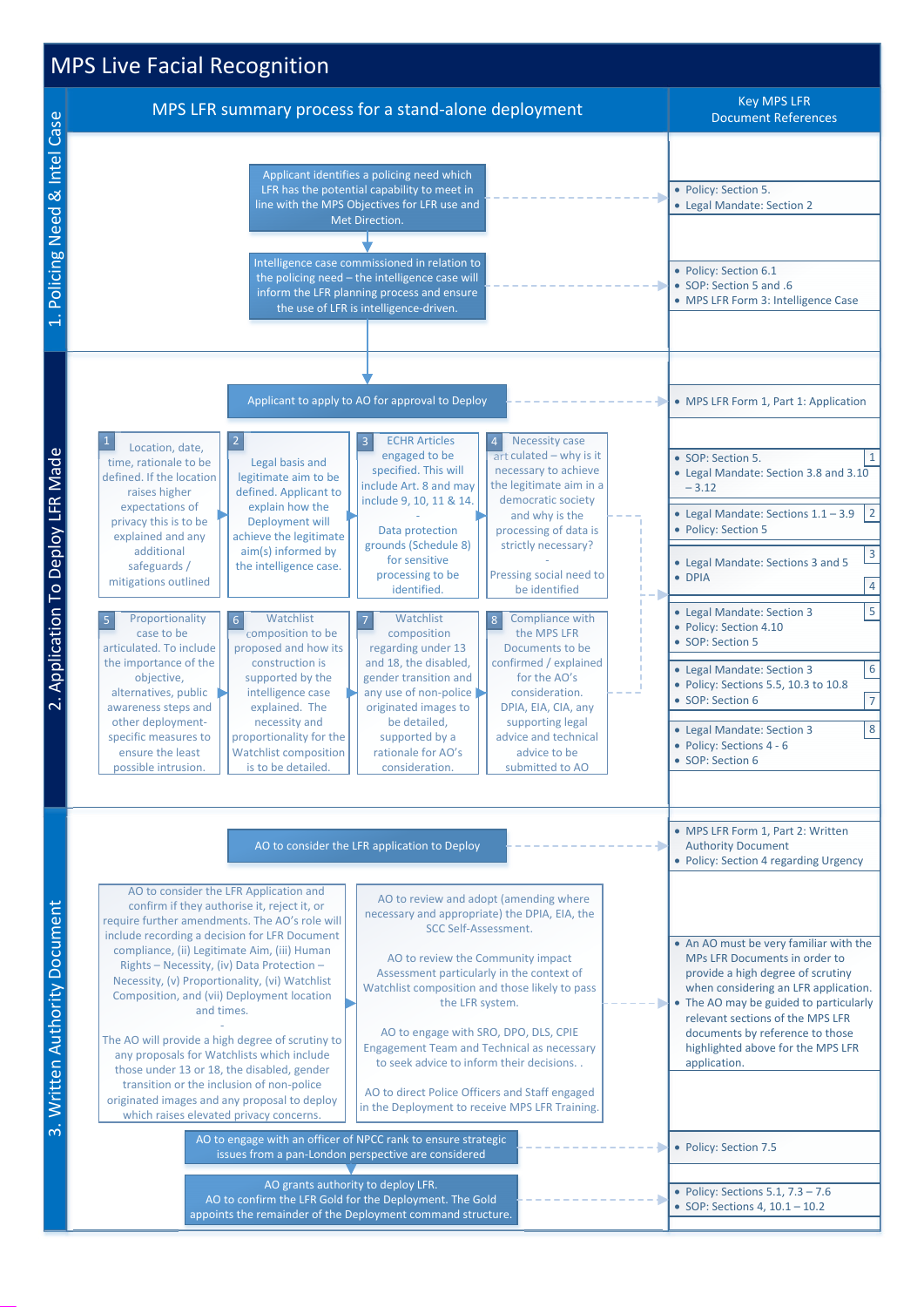# MPS Live Facial Recognition

## MPS LFR summary process for a stand-alone deployment

**Key MPS LFR Document References**

### 1. Policing Need & Intel Case

**Applicant identifies a policing need which LFR has the potential capability to meet in line with the MPS Objectives for LFR use and Met Direction.**

- Policy: Section 5.
- Legal Mandate: Section 2

**Intelligence case commissioned in relation to the policing need – the intelligence case will inform the LFR planning process and ensure the use of LFR is intelligence-driven.**

- Policy: Section 6.1
- SOP: Section 5 and .6
- MPS LFR Form 3: Intelligence Case

### 2. Application To Deploy LFR Made

**Applicant to apply to AO for approval to Deploy**

- MPS LFR Form 1, Part 1: Application

1. Location, date, time, rationale to be defined. If the location raises higher expectations of privacy this is to be explained and any additional safeguards / mitigations outlined
2. Legal basis and legitimate aim to be defined. Applicant to explain how the Deployment will achieve the legitimate aim(s) informed by the intelligence case.
3. ECHR Articles engaged to be specified. This will include Art. 8 and may include 9, 10, 11 & 14. - Data protection grounds (Schedule 8) for sensitive processing to be identified.
4. Necessity case articulated – why is it necessary to achieve the legitimate aim in a democratic society and why is the processing of data is strictly necessary? - Pressing social need to be identified
5. Proportionality case to be articulated. To include the importance of the objective, alternatives, public awareness steps and other deployment-specific measures to ensure the least possible intrusion.
6. Watchlist composition to be proposed and how its construction is supported by the intelligence case explained. The necessity and proportionality for the Watchlist composition is to be detailed.
7. Watchlist composition regarding under 13 and 18, the disabled, gender transition and any use of non-police originated images to be detailed, supported by a rationale for AO's consideration.
8. Compliance with the MPS LFR Documents to be confirmed / explained for the AO's consideration. DPIA, EIA, CIA, any supporting legal advice and technical advice to be submitted to AO

Document references:

- [1] SOP: Section 5.; Legal Mandate: Section 3.8 and 3.10 – 3.12
- [2] Legal Mandate: Sections 1.1 – 3.9; Policy: Section 5
- [3] Legal Mandate: Sections 3 and 5
- [4] DPIA
- [5] Legal Mandate: Section 3; Policy: Section 4.10; SOP: Section 5
- [6] Legal Mandate: Section 3; Policy: Sections 5.5, 10.3 to 10.8
- [7] SOP: Section 6
- [8] Legal Mandate: Section 3; Policy: Sections 4 - 6; SOP: Section 6

### 3. Written Authority Document

**AO to consider the LFR application to Deploy**

- MPS LFR Form 1, Part 2: Written Authority Document
- Policy: Section 4 regarding Urgency

AO to consider the LFR Application and confirm if they authorise it, reject it, or require further amendments. The AO's role will include recording a decision for LFR Document compliance, (ii) Legitimate Aim, (iii) Human Rights – Necessity, (iv) Data Protection – Necessity, (v) Proportionality, (vi) Watchlist Composition, and (vii) Deployment location and times.

-

The AO will provide a high degree of scrutiny to any proposals for Watchlists which include those under 13 or 18, the disabled, gender transition or the inclusion of non-police originated images and any proposal to deploy which raises elevated privacy concerns.

AO to review and adopt (amending where necessary and appropriate) the DPIA, EIA, the SCC Self-Assessment.

AO to review the Community impact Assessment particularly in the context of Watchlist composition and those likely to pass the LFR system.

AO to engage with SRO, DPO, DLS, CPIE Engagement Team and Technical as necessary to seek advice to inform their decisions. .

AO to direct Police Officers and Staff engaged in the Deployment to receive MPS LFR Training.

- An AO must be very familiar with the MPS LFR Documents in order to provide a high degree of scrutiny when considering an LFR application.
- The AO may be guided to particularly relevant sections of the MPS LFR documents by reference to those highlighted above for the MPS LFR application.

**AO to engage with an officer of NPCC rank to ensure strategic issues from a pan-London perspective are considered**

- Policy: Section 7.5

**AO grants authority to deploy LFR. AO to confirm the LFR Gold for the Deployment. The Gold appoints the remainder of the Deployment command structure.**

- Policy: Sections 5.1, 7.3 – 7.6
- SOP: Sections 4, 10.1 – 10.2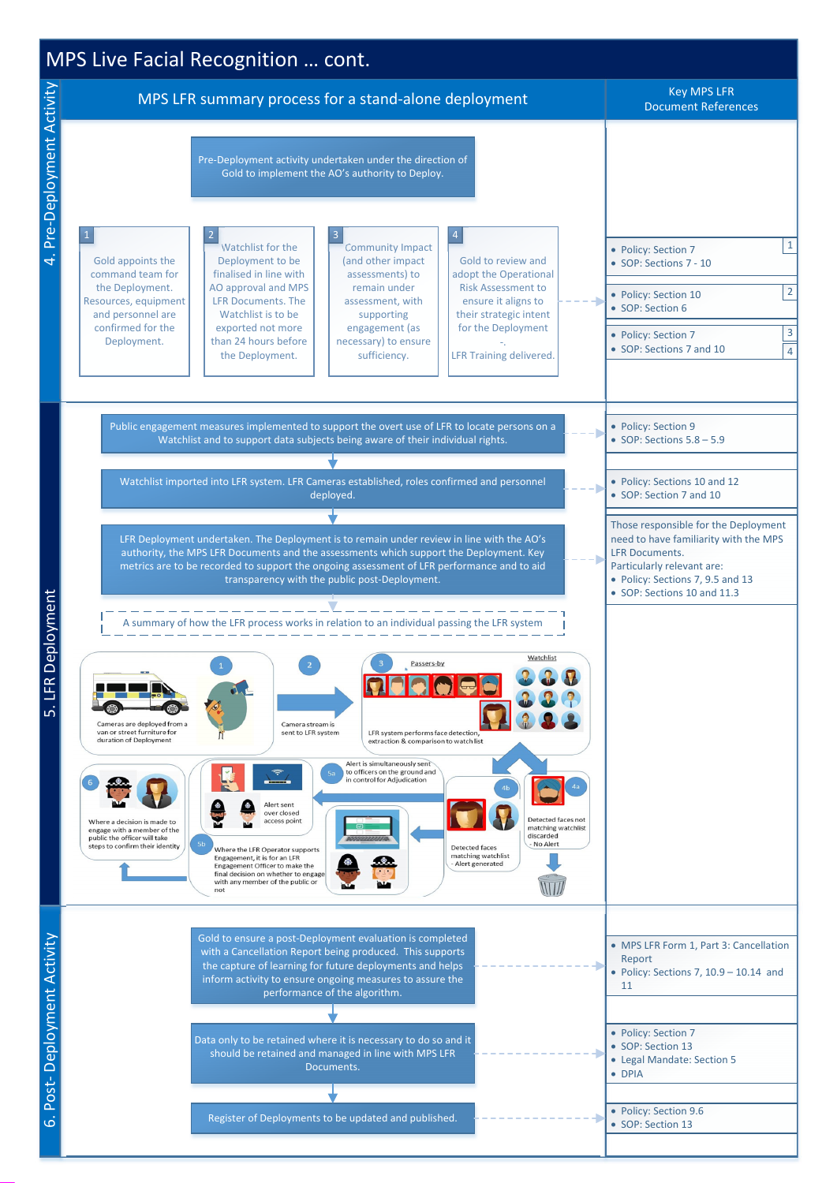# MPS Live Facial Recognition … cont.

## MPS LFR summary process for a stand-alone deployment

**Key MPS LFR Document References**

### 4. Pre-Deployment Activity

Pre-Deployment activity undertaken under the direction of Gold to implement the AO's authority to Deploy.

1. Gold appoints the command team for the Deployment. Resources, equipment and personnel are confirmed for the Deployment.
2. Watchlist for the Deployment to be finalised in line with AO approval and MPS LFR Documents. The Watchlist is to be exported not more than 24 hours before the Deployment.
3. Community Impact (and other impact assessments) to remain under assessment, with supporting engagement (as necessary) to ensure sufficiency.
4. Gold to review and adopt the Operational Risk Assessment to ensure it aligns to their strategic intent for the Deployment -. LFR Training delivered.

Key MPS LFR Document References:

- 1:
  - Policy: Section 7
  - SOP: Sections 7 - 10
- 2:
  - Policy: Section 10
  - SOP: Section 6
- 3, 4:
  - Policy: Section 7
  - SOP: Sections 7 and 10

### 5. LFR Deployment

Public engagement measures implemented to support the overt use of LFR to locate persons on a Watchlist and to support data subjects being aware of their individual rights.

- Policy: Section 9
- SOP: Sections 5.8 – 5.9

Watchlist imported into LFR system. LFR Cameras established, roles confirmed and personnel deployed.

- Policy: Sections 10 and 12
- SOP: Section 7 and 10

LFR Deployment undertaken. The Deployment is to remain under review in line with the AO's authority, the MPS LFR Documents and the assessments which support the Deployment. Key metrics are to be recorded to support the ongoing assessment of LFR performance and to aid transparency with the public post-Deployment.

Those responsible for the Deployment need to have familiarity with the MPS LFR Documents. Particularly relevant are:

- Policy: Sections 7, 9.5 and 13
- SOP: Sections 10 and 11.3

A summary of how the LFR process works in relation to an individual passing the LFR system

1. Cameras are deployed from a van or street furniture for duration of Deployment
2. Camera stream is sent to LFR system
3. LFR system performs face detection, extraction & comparison to watch list (Passers-by; Watchlist)

4a. Detected faces not matching watchlist discarded - No Alert

4b. Detected faces matching watchlist - Alert generated

5a. Alert is simultaneously sent to officers on the ground and in control for Adjudication (Alert sent over closed access point)

5b. Where the LFR Operator supports Engagement, it is for an LFR Engagement Officer to make the final decision on whether to engage with any member of the public or not

6. Where a decision is made to engage with a member of the public the officer will take steps to confirm their identity

### 6. Post-Deployment Activity

Gold to ensure a post-Deployment evaluation is completed with a Cancellation Report being produced. This supports the capture of learning for future deployments and helps inform activity to ensure ongoing measures to assure the performance of the algorithm.

- MPS LFR Form 1, Part 3: Cancellation Report
- Policy: Sections 7, 10.9 – 10.14 and 11

Data only to be retained where it is necessary to do so and it should be retained and managed in line with MPS LFR Documents.

- Policy: Section 7
- SOP: Section 13
- Legal Mandate: Section 5
- DPIA

Register of Deployments to be updated and published.

- Policy: Section 9.6
- SOP: Section 13